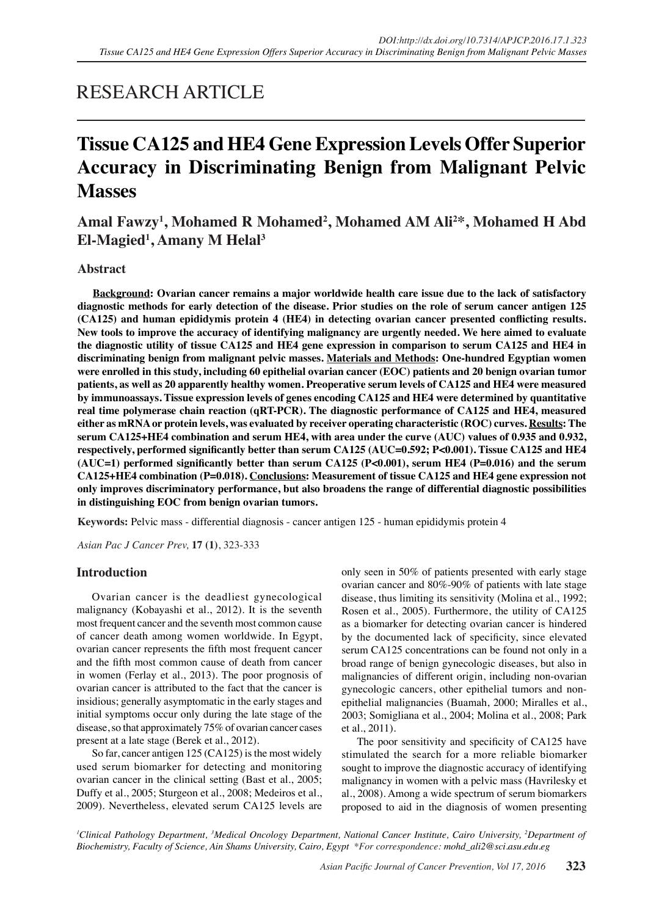# RESEARCH ARTICLE

# Tissue CA125 and HE4 Gene Expression Levels Offer Superior Accuracy in Discriminating Benign from Malignant Pelvic Masses

**Amal Fawzy[1], Mohamed R Mohamed[2], Mohamed AM Ali[2]*, Mohamed H Abd El-Magied[1], Amany M Helal[3]**

## Abstract

**<u>Background</u>: Ovarian cancer remains a major worldwide health care issue due to the lack of satisfactory diagnostic methods for early detection of the disease. Prior studies on the role of serum cancer antigen 125 (CA125) and human epididymis protein 4 (HE4) in detecting ovarian cancer presented conflicting results. New tools to improve the accuracy of identifying malignancy are urgently needed. We here aimed to evaluate the diagnostic utility of tissue CA125 and HE4 gene expression in comparison to serum CA125 and HE4 in discriminating benign from malignant pelvic masses. <u>Materials and Methods</u>: One-hundred Egyptian women were enrolled in this study, including 60 epithelial ovarian cancer (EOC) patients and 20 benign ovarian tumor patients, as well as 20 apparently healthy women. Preoperative serum levels of CA125 and HE4 were measured by immunoassays. Tissue expression levels of genes encoding CA125 and HE4 were determined by quantitative real time polymerase chain reaction (qRT-PCR). The diagnostic performance of CA125 and HE4, measured either as mRNA or protein levels, was evaluated by receiver operating characteristic (ROC) curves. <u>Results</u>: The serum CA125+HE4 combination and serum HE4, with area under the curve (AUC) values of 0.935 and 0.932, respectively, performed significantly better than serum CA125 (AUC=0.592; P<0.001). Tissue CA125 and HE4 (AUC=1) performed significantly better than serum CA125 (P<0.001), serum HE4 (P=0.016) and the serum CA125+HE4 combination (P=0.018). <u>Conclusions</u>: Measurement of tissue CA125 and HE4 gene expression not only improves discriminatory performance, but also broadens the range of differential diagnostic possibilities in distinguishing EOC from benign ovarian tumors.**

**Keywords:** Pelvic mass - differential diagnosis - cancer antigen 125 - human epididymis protein 4

## Introduction

Ovarian cancer is the deadliest gynecological malignancy (Kobayashi et al., 2012). It is the seventh most frequent cancer and the seventh most common cause of cancer death among women worldwide. In Egypt, ovarian cancer represents the fifth most frequent cancer and the fifth most common cause of death from cancer in women (Ferlay et al., 2013). The poor prognosis of ovarian cancer is attributed to the fact that the cancer is insidious; generally asymptomatic in the early stages and initial symptoms occur only during the late stage of the disease, so that approximately 75% of ovarian cancer cases present at a late stage (Berek et al., 2012).

So far, cancer antigen 125 (CA125) is the most widely used serum biomarker for detecting and monitoring ovarian cancer in the clinical setting (Bast et al., 2005; Duffy et al., 2005; Sturgeon et al., 2008; Medeiros et al., 2009). Nevertheless, elevated serum CA125 levels are only seen in 50% of patients presented with early stage ovarian cancer and 80%-90% of patients with late stage disease, thus limiting its sensitivity (Molina et al., 1992; Rosen et al., 2005). Furthermore, the utility of CA125 as a biomarker for detecting ovarian cancer is hindered by the documented lack of specificity, since elevated serum CA125 concentrations can be found not only in a broad range of benign gynecologic diseases, but also in malignancies of different origin, including non-ovarian gynecologic cancers, other epithelial tumors and non-epithelial malignancies (Buamah, 2000; Miralles et al., 2003; Somigliana et al., 2004; Molina et al., 2008; Park et al., 2011).

The poor sensitivity and specificity of CA125 have stimulated the search for a more reliable biomarker sought to improve the diagnostic accuracy of identifying malignancy in women with a pelvic mass (Havrilesky et al., 2008). Among a wide spectrum of serum biomarkers proposed to aid in the diagnosis of women presenting

*[1]Clinical Pathology Department, [3]Medical Oncology Department, National Cancer Institute, Cairo University, [2]Department of Biochemistry, Faculty of Science, Ain Shams University, Cairo, Egypt \*For correspondence: mohd_ali2@sci.asu.edu.eg*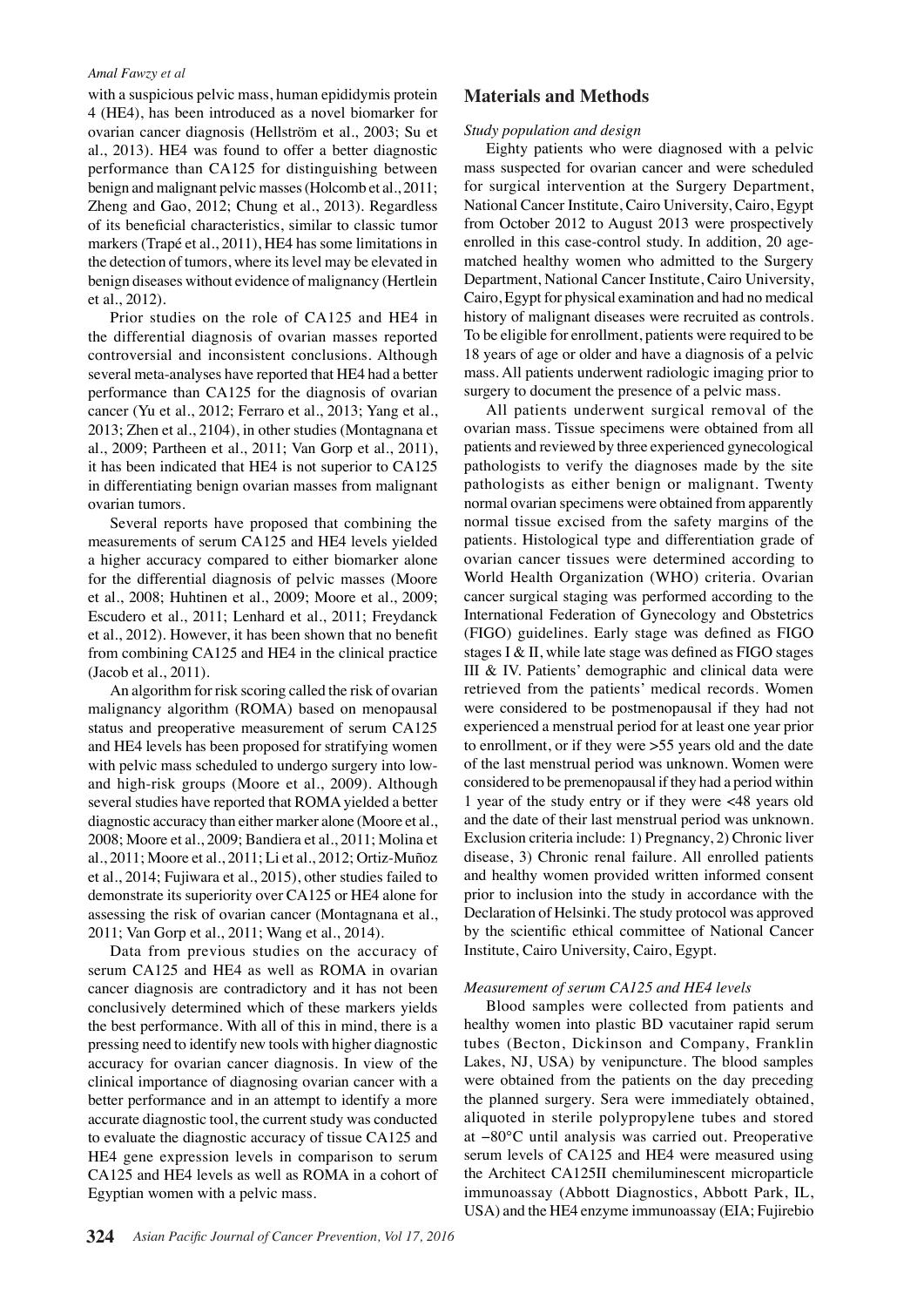with a suspicious pelvic mass, human epididymis protein 4 (HE4), has been introduced as a novel biomarker for ovarian cancer diagnosis (Hellström et al., 2003; Su et al., 2013). HE4 was found to offer a better diagnostic performance than CA125 for distinguishing between benign and malignant pelvic masses (Holcomb et al., 2011; Zheng and Gao, 2012; Chung et al., 2013). Regardless of its beneficial characteristics, similar to classic tumor markers (Trapé et al., 2011), HE4 has some limitations in the detection of tumors, where its level may be elevated in benign diseases without evidence of malignancy (Hertlein et al., 2012).

Prior studies on the role of CA125 and HE4 in the differential diagnosis of ovarian masses reported controversial and inconsistent conclusions. Although several meta-analyses have reported that HE4 had a better performance than CA125 for the diagnosis of ovarian cancer (Yu et al., 2012; Ferraro et al., 2013; Yang et al., 2013; Zhen et al., 2104), in other studies (Montagnana et al., 2009; Partheen et al., 2011; Van Gorp et al., 2011), it has been indicated that HE4 is not superior to CA125 in differentiating benign ovarian masses from malignant ovarian tumors.

Several reports have proposed that combining the measurements of serum CA125 and HE4 levels yielded a higher accuracy compared to either biomarker alone for the differential diagnosis of pelvic masses (Moore et al., 2008; Huhtinen et al., 2009; Moore et al., 2009; Escudero et al., 2011; Lenhard et al., 2011; Freydanck et al., 2012). However, it has been shown that no benefit from combining CA125 and HE4 in the clinical practice (Jacob et al., 2011).

An algorithm for risk scoring called the risk of ovarian malignancy algorithm (ROMA) based on menopausal status and preoperative measurement of serum CA125 and HE4 levels has been proposed for stratifying women with pelvic mass scheduled to undergo surgery into low- and high-risk groups (Moore et al., 2009). Although several studies have reported that ROMA yielded a better diagnostic accuracy than either marker alone (Moore et al., 2008; Moore et al., 2009; Bandiera et al., 2011; Molina et al., 2011; Moore et al., 2011; Li et al., 2012; Ortiz-Muñoz et al., 2014; Fujiwara et al., 2015), other studies failed to demonstrate its superiority over CA125 or HE4 alone for assessing the risk of ovarian cancer (Montagnana et al., 2011; Van Gorp et al., 2011; Wang et al., 2014).

Data from previous studies on the accuracy of serum CA125 and HE4 as well as ROMA in ovarian cancer diagnosis are contradictory and it has not been conclusively determined which of these markers yields the best performance. With all of this in mind, there is a pressing need to identify new tools with higher diagnostic accuracy for ovarian cancer diagnosis. In view of the clinical importance of diagnosing ovarian cancer with a better performance and in an attempt to identify a more accurate diagnostic tool, the current study was conducted to evaluate the diagnostic accuracy of tissue CA125 and HE4 gene expression levels in comparison to serum CA125 and HE4 levels as well as ROMA in a cohort of Egyptian women with a pelvic mass.

## Materials and Methods

*Study population and design*

Eighty patients who were diagnosed with a pelvic mass suspected for ovarian cancer and were scheduled for surgical intervention at the Surgery Department, National Cancer Institute, Cairo University, Cairo, Egypt from October 2012 to August 2013 were prospectively enrolled in this case-control study. In addition, 20 age-matched healthy women who admitted to the Surgery Department, National Cancer Institute, Cairo University, Cairo, Egypt for physical examination and had no medical history of malignant diseases were recruited as controls. To be eligible for enrollment, patients were required to be 18 years of age or older and have a diagnosis of a pelvic mass. All patients underwent radiologic imaging prior to surgery to document the presence of a pelvic mass.

All patients underwent surgical removal of the ovarian mass. Tissue specimens were obtained from all patients and reviewed by three experienced gynecological pathologists to verify the diagnoses made by the site pathologists as either benign or malignant. Twenty normal ovarian specimens were obtained from apparently normal tissue excised from the safety margins of the patients. Histological type and differentiation grade of ovarian cancer tissues were determined according to World Health Organization (WHO) criteria. Ovarian cancer surgical staging was performed according to the International Federation of Gynecology and Obstetrics (FIGO) guidelines. Early stage was defined as FIGO stages I & II, while late stage was defined as FIGO stages III & IV. Patients' demographic and clinical data were retrieved from the patients' medical records. Women were considered to be postmenopausal if they had not experienced a menstrual period for at least one year prior to enrollment, or if they were >55 years old and the date of the last menstrual period was unknown. Women were considered to be premenopausal if they had a period within 1 year of the study entry or if they were <48 years old and the date of their last menstrual period was unknown. Exclusion criteria include: 1) Pregnancy, 2) Chronic liver disease, 3) Chronic renal failure. All enrolled patients and healthy women provided written informed consent prior to inclusion into the study in accordance with the Declaration of Helsinki. The study protocol was approved by the scientific ethical committee of National Cancer Institute, Cairo University, Cairo, Egypt.

*Measurement of serum CA125 and HE4 levels*

Blood samples were collected from patients and healthy women into plastic BD vacutainer rapid serum tubes (Becton, Dickinson and Company, Franklin Lakes, NJ, USA) by venipuncture. The blood samples were obtained from the patients on the day preceding the planned surgery. Sera were immediately obtained, aliquoted in sterile polypropylene tubes and stored at −80°C until analysis was carried out. Preoperative serum levels of CA125 and HE4 were measured using the Architect CA125II chemiluminescent microparticle immunoassay (Abbott Diagnostics, Abbott Park, IL, USA) and the HE4 enzyme immunoassay (EIA; Fujirebio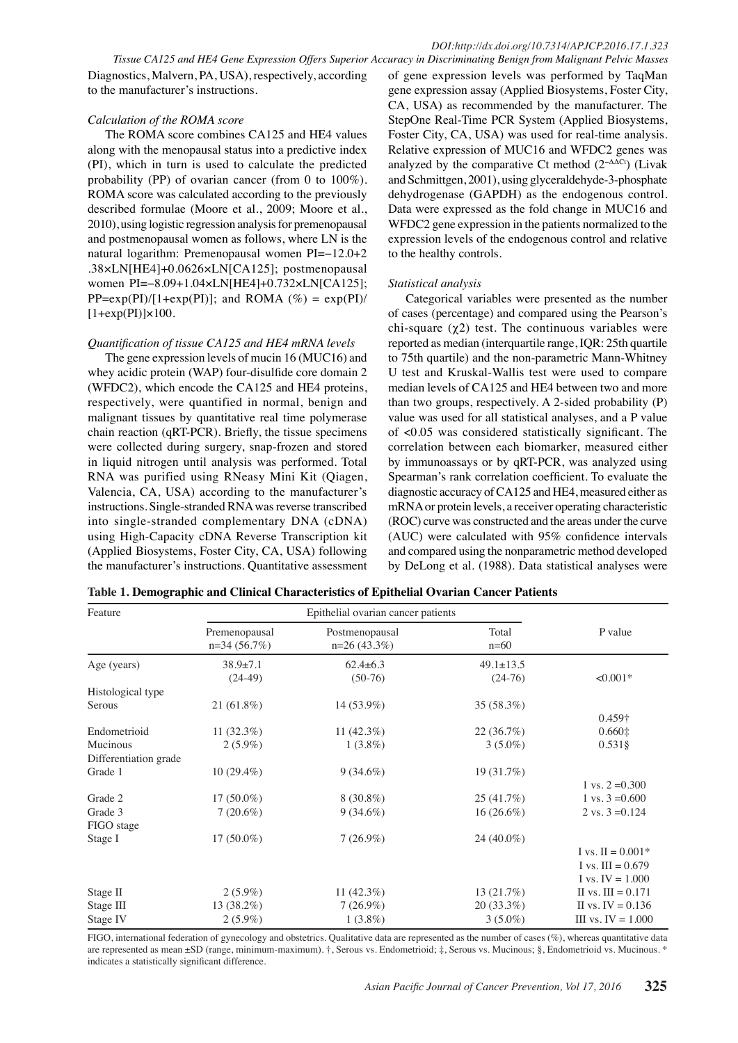Diagnostics, Malvern, PA, USA), respectively, according to the manufacturer's instructions.

### *Calculation of the ROMA score*

The ROMA score combines CA125 and HE4 values along with the menopausal status into a predictive index (PI), which in turn is used to calculate the predicted probability (PP) of ovarian cancer (from 0 to 100%). ROMA score was calculated according to the previously described formulae (Moore et al., 2009; Moore et al., 2010), using logistic regression analysis for premenopausal and postmenopausal women as follows, where LN is the natural logarithm: Premenopausal women PI=−12.0+2.38×LN[HE4]+0.0626×LN[CA125]; postmenopausal women PI=−8.09+1.04×LN[HE4]+0.732×LN[CA125]; PP=exp(PI)/[1+exp(PI)]; and ROMA (%) = exp(PI)/[1+exp(PI)]×100.

### *Quantification of tissue CA125 and HE4 mRNA levels*

The gene expression levels of mucin 16 (MUC16) and whey acidic protein (WAP) four-disulfide core domain 2 (WFDC2), which encode the CA125 and HE4 proteins, respectively, were quantified in normal, benign and malignant tissues by quantitative real time polymerase chain reaction (qRT-PCR). Briefly, the tissue specimens were collected during surgery, snap-frozen and stored in liquid nitrogen until analysis was performed. Total RNA was purified using RNeasy Mini Kit (Qiagen, Valencia, CA, USA) according to the manufacturer's instructions. Single-stranded RNA was reverse transcribed into single-stranded complementary DNA (cDNA) using High-Capacity cDNA Reverse Transcription kit (Applied Biosystems, Foster City, CA, USA) following the manufacturer's instructions. Quantitative assessment of gene expression levels was performed by TaqMan gene expression assay (Applied Biosystems, Foster City, CA, USA) as recommended by the manufacturer. The StepOne Real-Time PCR System (Applied Biosystems, Foster City, CA, USA) was used for real-time analysis. Relative expression of MUC16 and WFDC2 genes was analyzed by the comparative Ct method ($2^{-\Delta\Delta Ct}$) (Livak and Schmittgen, 2001), using glyceraldehyde-3-phosphate dehydrogenase (GAPDH) as the endogenous control. Data were expressed as the fold change in MUC16 and WFDC2 gene expression in the patients normalized to the expression levels of the endogenous control and relative to the healthy controls.

### *Statistical analysis*

Categorical variables were presented as the number of cases (percentage) and compared using the Pearson's chi-square ($\chi 2$) test. The continuous variables were reported as median (interquartile range, IQR: 25th quartile to 75th quartile) and the non-parametric Mann-Whitney U test and Kruskal-Wallis test were used to compare median levels of CA125 and HE4 between two and more than two groups, respectively. A 2-sided probability (P) value was used for all statistical analyses, and a P value of <0.05 was considered statistically significant. The correlation between each biomarker, measured either by immunoassays or by qRT-PCR, was analyzed using Spearman's rank correlation coefficient. To evaluate the diagnostic accuracy of CA125 and HE4, measured either as mRNA or protein levels, a receiver operating characteristic (ROC) curve was constructed and the areas under the curve (AUC) were calculated with 95% confidence intervals and compared using the nonparametric method developed by DeLong et al. (1988). Data statistical analyses were

**Table 1. Demographic and Clinical Characteristics of Epithelial Ovarian Cancer Patients**

| Feature | Epithelial ovarian cancer patients | | | P value |
|---|---|---|---|---|
| | Premenopausal n=34 (56.7%) | Postmenopausal n=26 (43.3%) | Total n=60 | |
| Age (years) | 38.9±7.1 (24-49) | 62.4±6.3 (50-76) | 49.1±13.5 (24-76) | <0.001* |
| Histological type | | | | |
| Serous | 21 (61.8%) | 14 (53.9%) | 35 (58.3%) | 0.459† |
| Endometrioid | 11 (32.3%) | 11 (42.3%) | 22 (36.7%) | 0.660‡ |
| Mucinous | 2 (5.9%) | 1 (3.8%) | 3 (5.0%) | 0.531§ |
| Differentiation grade | | | | |
| Grade 1 | 10 (29.4%) | 9 (34.6%) | 19 (31.7%) | 1 vs. 2 =0.300 |
| Grade 2 | 17 (50.0%) | 8 (30.8%) | 25 (41.7%) | 1 vs. 3 =0.600 |
| Grade 3 | 7 (20.6%) | 9 (34.6%) | 16 (26.6%) | 2 vs. 3 =0.124 |
| FIGO stage | | | | |
| Stage I | 17 (50.0%) | 7 (26.9%) | 24 (40.0%) | I vs. II = 0.001*<br>I vs. III = 0.679<br>I vs. IV = 1.000 |
| Stage II | 2 (5.9%) | 11 (42.3%) | 13 (21.7%) | II vs. III = 0.171 |
| Stage III | 13 (38.2%) | 7 (26.9%) | 20 (33.3%) | II vs. IV = 0.136 |
| Stage IV | 2 (5.9%) | 1 (3.8%) | 3 (5.0%) | III vs. IV = 1.000 |

FIGO, international federation of gynecology and obstetrics. Qualitative data are represented as the number of cases (%), whereas quantitative data are represented as mean ±SD (range, minimum-maximum). †, Serous vs. Endometrioid; ‡, Serous vs. Mucinous; §, Endometrioid vs. Mucinous. * indicates a statistically significant difference.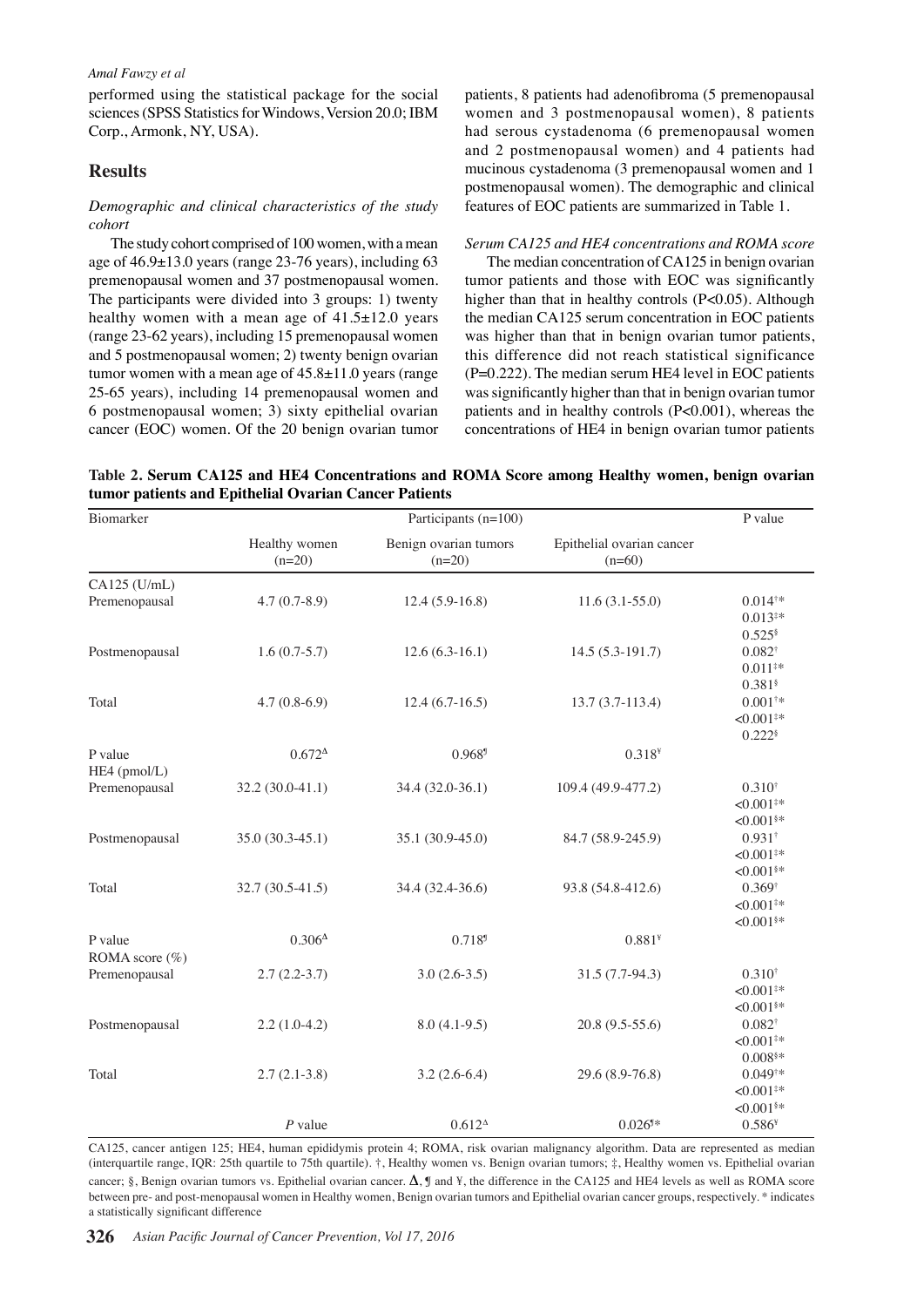performed using the statistical package for the social sciences (SPSS Statistics for Windows, Version 20.0; IBM Corp., Armonk, NY, USA).

## Results

### *Demographic and clinical characteristics of the study cohort*

The study cohort comprised of 100 women, with a mean age of 46.9±13.0 years (range 23-76 years), including 63 premenopausal women and 37 postmenopausal women. The participants were divided into 3 groups: 1) twenty healthy women with a mean age of 41.5±12.0 years (range 23-62 years), including 15 premenopausal women and 5 postmenopausal women; 2) twenty benign ovarian tumor women with a mean age of 45.8±11.0 years (range 25-65 years), including 14 premenopausal women and 6 postmenopausal women; 3) sixty epithelial ovarian cancer (EOC) women. Of the 20 benign ovarian tumor patients, 8 patients had adenofibroma (5 premenopausal women and 3 postmenopausal women), 8 patients had serous cystadenoma (6 premenopausal women and 2 postmenopausal women) and 4 patients had mucinous cystadenoma (3 premenopausal women and 1 postmenopausal women). The demographic and clinical features of EOC patients are summarized in Table 1.

### *Serum CA125 and HE4 concentrations and ROMA score*

The median concentration of CA125 in benign ovarian tumor patients and those with EOC was significantly higher than that in healthy controls (P<0.05). Although the median CA125 serum concentration in EOC patients was higher than that in benign ovarian tumor patients, this difference did not reach statistical significance (P=0.222). The median serum HE4 level in EOC patients was significantly higher than that in benign ovarian tumor patients and in healthy controls (P<0.001), whereas the concentrations of HE4 in benign ovarian tumor patients

**Table 2. Serum CA125 and HE4 Concentrations and ROMA Score among Healthy women, benign ovarian tumor patients and Epithelial Ovarian Cancer Patients**

| Biomarker | Participants (n=100) | | | P value |
|---|---|---|---|---|
| | Healthy women (n=20) | Benign ovarian tumors (n=20) | Epithelial ovarian cancer (n=60) | |
| CA125 (U/mL) | | | | |
| Premenopausal | 4.7 (0.7-8.9) | 12.4 (5.9-16.8) | 11.6 (3.1-55.0) | 0.014†* 0.013‡* 0.525§ |
| Postmenopausal | 1.6 (0.7-5.7) | 12.6 (6.3-16.1) | 14.5 (5.3-191.7) | 0.082† 0.011‡* 0.381§ |
| Total | 4.7 (0.8-6.9) | 12.4 (6.7-16.5) | 13.7 (3.7-113.4) | 0.001†* <0.001‡* 0.222§ |
| P value | 0.672Δ | 0.968¶ | 0.318¥ | |
| HE4 (pmol/L) | | | | |
| Premenopausal | 32.2 (30.0-41.1) | 34.4 (32.0-36.1) | 109.4 (49.9-477.2) | 0.310† <0.001‡* <0.001§* |
| Postmenopausal | 35.0 (30.3-45.1) | 35.1 (30.9-45.0) | 84.7 (58.9-245.9) | 0.931† <0.001‡* <0.001§* |
| Total | 32.7 (30.5-41.5) | 34.4 (32.4-36.6) | 93.8 (54.8-412.6) | 0.369† <0.001‡* <0.001§* |
| P value | 0.306Δ | 0.718¶ | 0.881¥ | |
| ROMA score (%) | | | | |
| Premenopausal | 2.7 (2.2-3.7) | 3.0 (2.6-3.5) | 31.5 (7.7-94.3) | 0.310† <0.001‡* <0.001§* |
| Postmenopausal | 2.2 (1.0-4.2) | 8.0 (4.1-9.5) | 20.8 (9.5-55.6) | 0.082† <0.001‡* 0.008§* |
| Total | 2.7 (2.1-3.8) | 3.2 (2.6-6.4) | 29.6 (8.9-76.8) | 0.049†* <0.001‡* <0.001§* |
| | *P* value | 0.612Δ | 0.026¶* | 0.586¥ |

CA125, cancer antigen 125; HE4, human epididymis protein 4; ROMA, risk ovarian malignancy algorithm. Data are represented as median (interquartile range, IQR: 25th quartile to 75th quartile). †, Healthy women vs. Benign ovarian tumors; ‡, Healthy women vs. Epithelial ovarian cancer; §, Benign ovarian tumors vs. Epithelial ovarian cancer. Δ, ¶ and ¥, the difference in the CA125 and HE4 levels as well as ROMA score between pre- and post-menopausal women in Healthy women, Benign ovarian tumors and Epithelial ovarian cancer groups, respectively. * indicates a statistically significant difference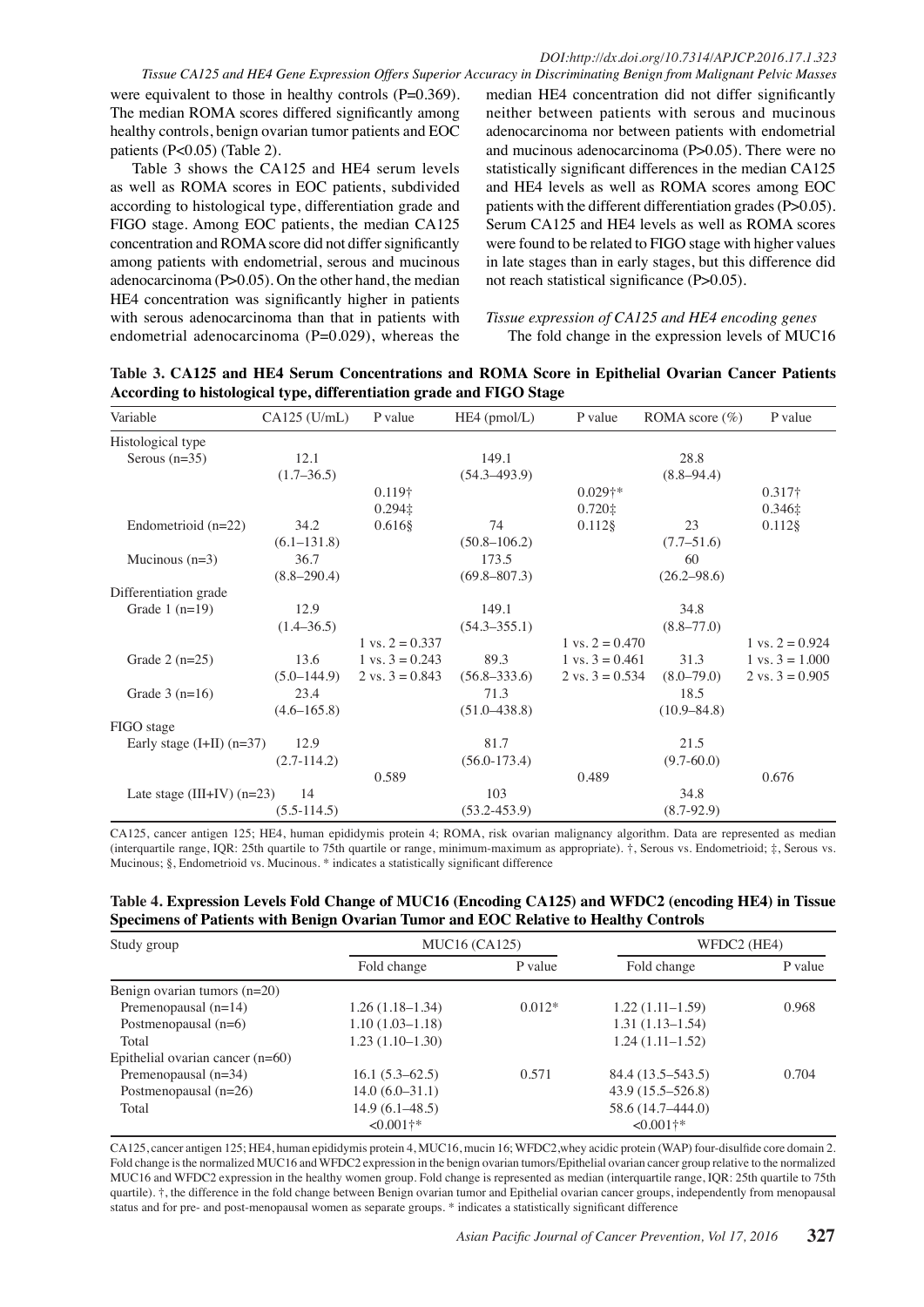were equivalent to those in healthy controls (P=0.369). The median ROMA scores differed significantly among healthy controls, benign ovarian tumor patients and EOC patients (P<0.05) (Table 2).

Table 3 shows the CA125 and HE4 serum levels as well as ROMA scores in EOC patients, subdivided according to histological type, differentiation grade and FIGO stage. Among EOC patients, the median CA125 concentration and ROMA score did not differ significantly among patients with endometrial, serous and mucinous adenocarcinoma (P>0.05). On the other hand, the median HE4 concentration was significantly higher in patients with serous adenocarcinoma than that in patients with endometrial adenocarcinoma (P=0.029), whereas the median HE4 concentration did not differ significantly neither between patients with serous and mucinous adenocarcinoma nor between patients with endometrial and mucinous adenocarcinoma (P>0.05). There were no statistically significant differences in the median CA125 and HE4 levels as well as ROMA scores among EOC patients with the different differentiation grades (P>0.05). Serum CA125 and HE4 levels as well as ROMA scores were found to be related to FIGO stage with higher values in late stages than in early stages, but this difference did not reach statistical significance (P>0.05).

*Tissue expression of CA125 and HE4 encoding genes*

The fold change in the expression levels of MUC16

**Table 3. CA125 and HE4 Serum Concentrations and ROMA Score in Epithelial Ovarian Cancer Patients According to histological type, differentiation grade and FIGO Stage**

| Variable | CA125 (U/mL) | P value | HE4 (pmol/L) | P value | ROMA score (%) | P value |
|---|---|---|---|---|---|---|
| Histological type | | | | | | |
| Serous (n=35) | 12.1 (1.7–36.5) | | 149.1 (54.3–493.9) | | 28.8 (8.8–94.4) | |
| | | 0.119† | | 0.029†* | | 0.317† |
| | | 0.294‡ | | 0.720‡ | | 0.346‡ |
| Endometrioid (n=22) | 34.2 (6.1–131.8) | 0.616§ | 74 (50.8–106.2) | 0.112§ | 23 (7.7–51.6) | 0.112§ |
| Mucinous (n=3) | 36.7 (8.8–290.4) | | 173.5 (69.8–807.3) | | 60 (26.2–98.6) | |
| Differentiation grade | | | | | | |
| Grade 1 (n=19) | 12.9 (1.4–36.5) | | 149.1 (54.3–355.1) | | 34.8 (8.8–77.0) | |
| | | 1 vs. 2 = 0.337 | | 1 vs. 2 = 0.470 | | 1 vs. 2 = 0.924 |
| Grade 2 (n=25) | 13.6 (5.0–144.9) | 1 vs. 3 = 0.243 | 89.3 (56.8–333.6) | 1 vs. 3 = 0.461 | 31.3 (8.0–79.0) | 1 vs. 3 = 1.000 |
| | | 2 vs. 3 = 0.843 | | 2 vs. 3 = 0.534 | | 2 vs. 3 = 0.905 |
| Grade 3 (n=16) | 23.4 (4.6–165.8) | | 71.3 (51.0–438.8) | | 18.5 (10.9–84.8) | |
| FIGO stage | | | | | | |
| Early stage (I+II) (n=37) | 12.9 (2.7-114.2) | | 81.7 (56.0-173.4) | | 21.5 (9.7-60.0) | |
| | | 0.589 | | 0.489 | | 0.676 |
| Late stage (III+IV) (n=23) | 14 (5.5-114.5) | | 103 (53.2-453.9) | | 34.8 (8.7-92.9) | |

CA125, cancer antigen 125; HE4, human epididymis protein 4; ROMA, risk ovarian malignancy algorithm. Data are represented as median (interquartile range, IQR: 25th quartile to 75th quartile or range, minimum-maximum as appropriate). †, Serous vs. Endometrioid; ‡, Serous vs. Mucinous; §, Endometrioid vs. Mucinous. * indicates a statistically significant difference

**Table 4. Expression Levels Fold Change of MUC16 (Encoding CA125) and WFDC2 (encoding HE4) in Tissue Specimens of Patients with Benign Ovarian Tumor and EOC Relative to Healthy Controls**

| Study group | MUC16 (CA125) | | WFDC2 (HE4) | |
|---|---|---|---|---|
| | Fold change | P value | Fold change | P value |
| Benign ovarian tumors (n=20) | | | | |
| Premenopausal (n=14) | 1.26 (1.18–1.34) | 0.012* | 1.22 (1.11–1.59) | 0.968 |
| Postmenopausal (n=6) | 1.10 (1.03–1.18) | | 1.31 (1.13–1.54) | |
| Total | 1.23 (1.10–1.30) | | 1.24 (1.11–1.52) | |
| Epithelial ovarian cancer (n=60) | | | | |
| Premenopausal (n=34) | 16.1 (5.3–62.5) | 0.571 | 84.4 (13.5–543.5) | 0.704 |
| Postmenopausal (n=26) | 14.0 (6.0–31.1) | | 43.9 (15.5–526.8) | |
| Total | 14.9 (6.1–48.5) | | 58.6 (14.7–444.0) | |
| | <0.001†* | | <0.001†* | |

CA125, cancer antigen 125; HE4, human epididymis protein 4, MUC16, mucin 16; WFDC2, whey acidic protein (WAP) four-disulfide core domain 2. Fold change is the normalized MUC16 and WFDC2 expression in the benign ovarian tumors/Epithelial ovarian cancer group relative to the normalized MUC16 and WFDC2 expression in the healthy women group. Fold change is represented as median (interquartile range, IQR: 25th quartile to 75th quartile). †, the difference in the fold change between Benign ovarian tumor and Epithelial ovarian cancer groups, independently from menopausal status and for pre- and post-menopausal women as separate groups. * indicates a statistically significant difference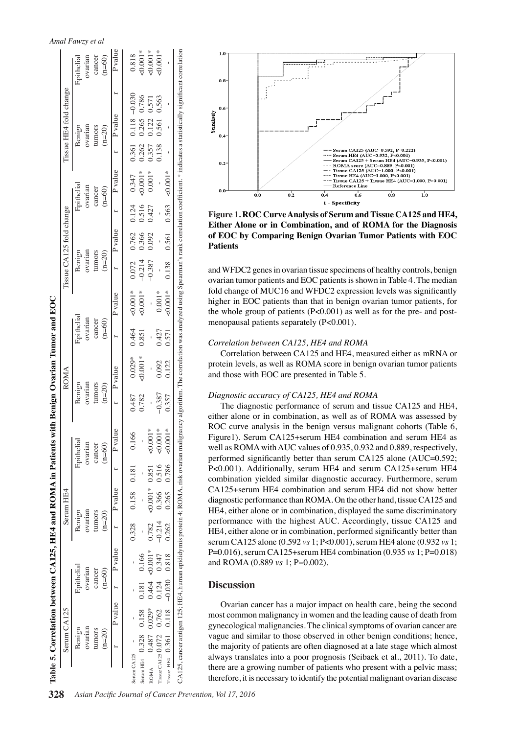**Table 5. Correlation between CA125, HE4 and ROMA in Patients with Benign Ovarian Tumor and EOC**

| | Serum CA125 | | | | Serum HE4 | | | | ROMA | | | | Tissue CA125 fold change | | | | Tissue HE4 fold change | | | |
|---|---|---|---|---|---|---|---|---|---|---|---|---|---|---|---|---|---|---|---|---|
| | Benign ovarian tumors (n=20) | | Epithelial ovarian cancer (n=60) | | Benign ovarian tumors (n=20) | | Epithelial ovarian cancer (n=60) | | Benign ovarian tumors (n=20) | | Epithelial ovarian cancer (n=60) | | Benign ovarian tumors (n=20) | | Epithelial ovarian cancer (n=60) | | Benign ovarian tumors (n=20) | | Epithelial ovarian cancer (n=60) | |
| | r | P value | r | P value | r | P value | r | P value | r | P value | r | P value | r | P value | r | P value | r | P value | r | P value |
| Serum CA125 | - | - | - | - | 0.328 | 0.158 | 0.181 | 0.166 | 0.487 | 0.029* | 0.464 | <0.001* | 0.072 | 0.762 | 0.124 | 0.347 | 0.361 | 0.118 | −0.030 | 0.818 |
| Serum HE4 | 0.328 | 0.158 | 0.181 | 0.166 | - | - | - | - | 0.782 | <0.001* | 0.851 | <0.001* | −0.214 | 0.366 | 0.516 | <0.001* | 0.262 | 0.265 | 0.786 | <0.001* |
| ROMA | 0.487 | 0.029* | 0.464 | <0.001* | 0.782 | <0.001* | 0.851 | <0.001* | - | - | - | - | −0.387 | 0.092 | 0.427 | 0.001* | 0.357 | 0.122 | 0.571 | <0.001* |
| Tissue CA125 | 0.072 | 0.762 | 0.124 | 0.347 | −0.214 | 0.366 | 0.516 | <0.001* | −0.387 | 0.092 | 0.427 | 0.001* | - | - | - | - | 0.138 | 0.561 | 0.563 | <0.001* |
| Tissue HE4 | 0.361 | 0.118 | −0.030 | 0.818 | 0.262 | 0.265 | 0.786 | <0.001* | 0.357 | 0.122 | 0.571 | <0.001* | 0.138 | 0.561 | 0.563 | <0.001* | - | - | - | - |

CA125, cancer antigen 125; HE4, human epididymis protein 4; ROMA, risk ovarian malignancy algorithm. The correlation was analyzed using Spearman's rank correlation coefficient. * indicates a statistically significant correlation

**Figure 1. ROC Curve Analysis of Serum and Tissue CA125 and HE4, Either Alone or in Combination, and of ROMA for the Diagnosis of EOC by Comparing Benign Ovarian Tumor Patients with EOC Patients**

and WFDC2 genes in ovarian tissue specimens of healthy controls, benign ovarian tumor patients and EOC patients is shown in Table 4. The median fold change of MUC16 and WFDC2 expression levels was significantly higher in EOC patients than that in benign ovarian tumor patients, for the whole group of patients (P<0.001) as well as for the pre- and post-menopausal patients separately (P<0.001).

*Correlation between CA125, HE4 and ROMA*

Correlation between CA125 and HE4, measured either as mRNA or protein levels, as well as ROMA score in benign ovarian tumor patients and those with EOC are presented in Table 5.

*Diagnostic accuracy of CA125, HE4 and ROMA*

The diagnostic performance of serum and tissue CA125 and HE4, either alone or in combination, as well as of ROMA was assessed by ROC curve analysis in the benign versus malignant cohorts (Table 6, Figure1). Serum CA125+serum HE4 combination and serum HE4 as well as ROMA with AUC values of 0.935, 0.932 and 0.889, respectively, performed significantly better than serum CA125 alone (AUC=0.592; P<0.001). Additionally, serum HE4 and serum CA125+serum HE4 combination yielded similar diagnostic accuracy. Furthermore, serum CA125+serum HE4 combination and serum HE4 did not show better diagnostic performance than ROMA. On the other hand, tissue CA125 and HE4, either alone or in combination, displayed the same discriminatory performance with the highest AUC. Accordingly, tissue CA125 and HE4, either alone or in combination, performed significantly better than serum CA125 alone (0.592 *vs* 1; P<0.001), serum HE4 alone (0.932 *vs* 1; P=0.016), serum CA125+serum HE4 combination (0.935 *vs* 1; P=0.018) and ROMA (0.889 *vs* 1; P=0.002).

## Discussion

Ovarian cancer has a major impact on health care, being the second most common malignancy in women and the leading cause of death from gynecological malignancies. The clinical symptoms of ovarian cancer are vague and similar to those observed in other benign conditions; hence, the majority of patients are often diagnosed at a late stage which almost always translates into a poor prognosis (Seibaek et al., 2011). To date, there are a growing number of patients who present with a pelvic mass; therefore, it is necessary to identify the potential malignant ovarian disease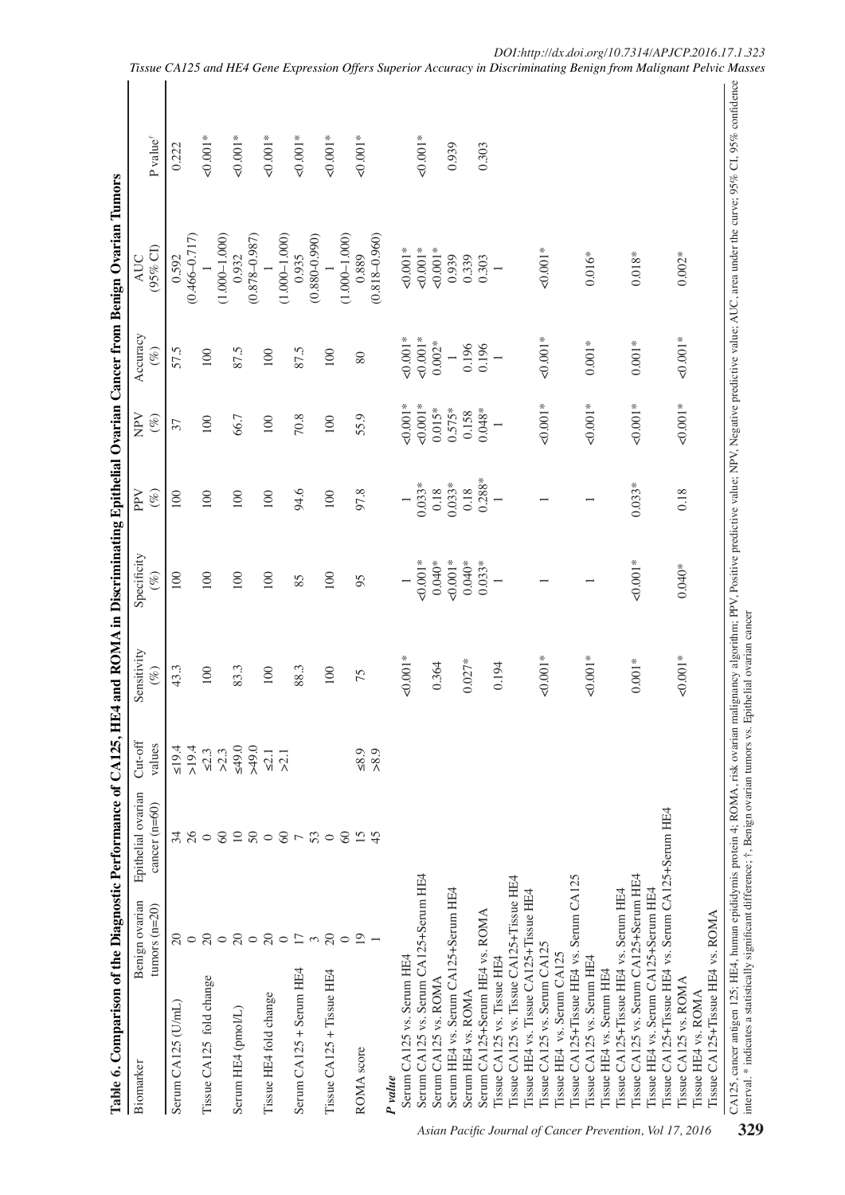**Table 6. Comparison of the Diagnostic Performance of CA125, HE4 and ROMA in Discriminating Epithelial Ovarian Cancer from Benign Ovarian Tumors**

| Biomarker | Benign ovarian tumors (n=20) | Epithelial ovarian cancer (n=60) | Cut-off values | Sensitivity (%) | Specificity (%) | PPV (%) | NPV (%) | Accuracy (%) | AUC (95% CI) | P value[†] |
|---|---|---|---|---|---|---|---|---|---|---|
| Serum CA125 (U/mL) | 20 | 34 | ≤19.4 | 43.3 | 100 | 100 | 37 | 57.5 | 0.592 | 0.222 |
| | 0 | 26 | >19.4 | | | | | | (0.466–0.717) | |
| Tissue CA125 fold change | 20 | 0 | ≤2.3 | 100 | 100 | 100 | 100 | 100 | 1 | <0.001* |
| | 0 | 60 | >2.3 | | | | | | (1.000–1.000) | |
| Serum HE4 (pmol/L) | 20 | 10 | ≤49.0 | 83.3 | 100 | 100 | 66.7 | 87.5 | 0.932 | <0.001* |
| | 0 | 50 | >49.0 | | | | | | (0.878–0.987) | |
| Tissue HE4 fold change | 20 | 0 | ≤2.1 | 100 | 100 | 100 | 100 | 100 | 1 | <0.001* |
| | 0 | 60 | >2.1 | | | | | | (1.000–1.000) | |
| Serum CA125 + Serum HE4 | 17 | 7 | | 88.3 | 85 | 94.6 | 70.8 | 87.5 | 0.935 | <0.001* |
| | 3 | 53 | | | | | | | (0.880-0.990) | |
| Tissue CA125 + Tissue HE4 | 20 | 0 | | 100 | 100 | 100 | 100 | 100 | 1 | <0.001* |
| | 0 | 60 | | | | | | | (1.000–1.000) | |
| ROMA score | 19 | 15 | ≤8.9 | 75 | 95 | 97.8 | 55.9 | 80 | 0.889 | <0.001* |
| | 1 | 45 | >8.9 | | | | | | (0.818–0.960) | |
| ***P value*** | | | | | | | | | | |
| Serum CA125 vs. Serum HE4 | | | | <0.001* | 1 | 1 | <0.001* | <0.001* | <0.001* | |
| Serum CA125 vs. Serum CA125+Serum HE4 | | | | | <0.001* | 0.033* | <0.001* | <0.001* | <0.001* | <0.001* |
| Serum CA125 vs. ROMA | | | | 0.364 | 0.040* | 0.18 | 0.015* | 0.002* | <0.001* | |
| Serum HE4 vs. Serum CA125+Serum HE4 | | | | | <0.001* | 0.033* | 0.575* | 1 | 0.939 | 0.939 |
| Serum HE4 vs. ROMA | | | | 0.027* | 0.040* | 0.18 | 0.158 | 0.196 | 0.339 | |
| Serum CA125+Serum HE4 vs. ROMA | | | | | 0.033* | 0.288* | 0.048* | 0.196 | 0.303 | 0.303 |
| Tissue CA125 vs. Tissue HE4 | | | | 0.194 | 1 | 1 | 1 | 1 | 1 | |
| Tissue CA125 vs. Tissue CA125+Tissue HE4 | | | | | | | | | | |
| Tissue HE4 vs. Tissue CA125+Tissue HE4 | | | | | | | | | | |
| Tissue CA125 vs. Serum CA125 | | | | <0.001* | 1 | 1 | <0.001* | <0.001* | <0.001* | |
| Tissue HE4 vs. Serum CA125 | | | | | | | | | | |
| Tissue CA125+Tissue HE4 vs. Serum CA125 | | | | | | | | | | |
| Tissue CA125 vs. Serum HE4 | | | | <0.001* | 1 | 1 | <0.001* | 0.001* | 0.016* | |
| Tissue HE4 vs. Serum HE4 | | | | | | | | | | |
| Tissue CA125+Tissue HE4 vs. Serum HE4 | | | | | | | | | | |
| Tissue CA125 vs. Serum CA125+Serum HE4 | | | | 0.001* | <0.001* | 0.033* | <0.001* | 0.001* | 0.018* | |
| Tissue HE4 vs. Serum CA125+Serum HE4 | | | | | | | | | | |
| Tissue CA125+Tissue HE4 vs. Serum CA125+Serum HE4 | | | | | | | | | | |
| Tissue CA125 vs. ROMA | | | | <0.001* | 0.040* | 0.18 | <0.001* | <0.001* | 0.002* | |
| Tissue HE4 vs. ROMA | | | | | | | | | | |
| Tissue CA125+Tissue HE4 vs. ROMA | | | | | | | | | | |

CA125, cancer antigen 125; HE4, human epididymis protein 4; ROMA, risk ovarian malignancy algorithm; PPV, Positive predictive value; NPV, Negative predictive value; AUC, area under the curve; 95% CI, 95% confidence interval. * indicates a statistically significant difference; †, Benign ovarian tumors vs. Epithelial ovarian cancer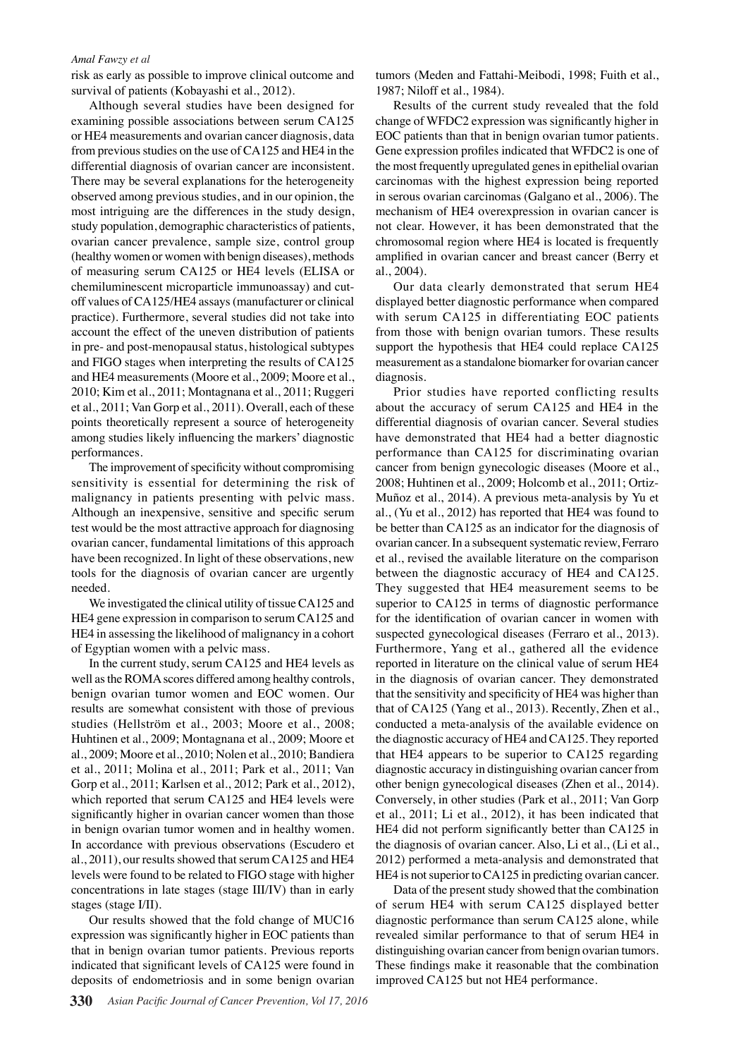risk as early as possible to improve clinical outcome and survival of patients (Kobayashi et al., 2012).

Although several studies have been designed for examining possible associations between serum CA125 or HE4 measurements and ovarian cancer diagnosis, data from previous studies on the use of CA125 and HE4 in the differential diagnosis of ovarian cancer are inconsistent. There may be several explanations for the heterogeneity observed among previous studies, and in our opinion, the most intriguing are the differences in the study design, study population, demographic characteristics of patients, ovarian cancer prevalence, sample size, control group (healthy women or women with benign diseases), methods of measuring serum CA125 or HE4 levels (ELISA or chemiluminescent microparticle immunoassay) and cut-off values of CA125/HE4 assays (manufacturer or clinical practice). Furthermore, several studies did not take into account the effect of the uneven distribution of patients in pre- and post-menopausal status, histological subtypes and FIGO stages when interpreting the results of CA125 and HE4 measurements (Moore et al., 2009; Moore et al., 2010; Kim et al., 2011; Montagnana et al., 2011; Ruggeri et al., 2011; Van Gorp et al., 2011). Overall, each of these points theoretically represent a source of heterogeneity among studies likely influencing the markers' diagnostic performances.

The improvement of specificity without compromising sensitivity is essential for determining the risk of malignancy in patients presenting with pelvic mass. Although an inexpensive, sensitive and specific serum test would be the most attractive approach for diagnosing ovarian cancer, fundamental limitations of this approach have been recognized. In light of these observations, new tools for the diagnosis of ovarian cancer are urgently needed.

We investigated the clinical utility of tissue CA125 and HE4 gene expression in comparison to serum CA125 and HE4 in assessing the likelihood of malignancy in a cohort of Egyptian women with a pelvic mass.

In the current study, serum CA125 and HE4 levels as well as the ROMA scores differed among healthy controls, benign ovarian tumor women and EOC women. Our results are somewhat consistent with those of previous studies (Hellström et al., 2003; Moore et al., 2008; Huhtinen et al., 2009; Montagnana et al., 2009; Moore et al., 2009; Moore et al., 2010; Nolen et al., 2010; Bandiera et al., 2011; Molina et al., 2011; Park et al., 2011; Van Gorp et al., 2011; Karlsen et al., 2012; Park et al., 2012), which reported that serum CA125 and HE4 levels were significantly higher in ovarian cancer women than those in benign ovarian tumor women and in healthy women. In accordance with previous observations (Escudero et al., 2011), our results showed that serum CA125 and HE4 levels were found to be related to FIGO stage with higher concentrations in late stages (stage III/IV) than in early stages (stage I/II).

Our results showed that the fold change of MUC16 expression was significantly higher in EOC patients than that in benign ovarian tumor patients. Previous reports indicated that significant levels of CA125 were found in deposits of endometriosis and in some benign ovarian tumors (Meden and Fattahi-Meibodi, 1998; Fuith et al., 1987; Niloff et al., 1984).

Results of the current study revealed that the fold change of WFDC2 expression was significantly higher in EOC patients than that in benign ovarian tumor patients. Gene expression profiles indicated that WFDC2 is one of the most frequently upregulated genes in epithelial ovarian carcinomas with the highest expression being reported in serous ovarian carcinomas (Galgano et al., 2006). The mechanism of HE4 overexpression in ovarian cancer is not clear. However, it has been demonstrated that the chromosomal region where HE4 is located is frequently amplified in ovarian cancer and breast cancer (Berry et al., 2004).

Our data clearly demonstrated that serum HE4 displayed better diagnostic performance when compared with serum CA125 in differentiating EOC patients from those with benign ovarian tumors. These results support the hypothesis that HE4 could replace CA125 measurement as a standalone biomarker for ovarian cancer diagnosis.

Prior studies have reported conflicting results about the accuracy of serum CA125 and HE4 in the differential diagnosis of ovarian cancer. Several studies have demonstrated that HE4 had a better diagnostic performance than CA125 for discriminating ovarian cancer from benign gynecologic diseases (Moore et al., 2008; Huhtinen et al., 2009; Holcomb et al., 2011; Ortiz-Muñoz et al., 2014). A previous meta-analysis by Yu et al., (Yu et al., 2012) has reported that HE4 was found to be better than CA125 as an indicator for the diagnosis of ovarian cancer. In a subsequent systematic review, Ferraro et al., revised the available literature on the comparison between the diagnostic accuracy of HE4 and CA125. They suggested that HE4 measurement seems to be superior to CA125 in terms of diagnostic performance for the identification of ovarian cancer in women with suspected gynecological diseases (Ferraro et al., 2013). Furthermore, Yang et al., gathered all the evidence reported in literature on the clinical value of serum HE4 in the diagnosis of ovarian cancer. They demonstrated that the sensitivity and specificity of HE4 was higher than that of CA125 (Yang et al., 2013). Recently, Zhen et al., conducted a meta-analysis of the available evidence on the diagnostic accuracy of HE4 and CA125. They reported that HE4 appears to be superior to CA125 regarding diagnostic accuracy in distinguishing ovarian cancer from other benign gynecological diseases (Zhen et al., 2014). Conversely, in other studies (Park et al., 2011; Van Gorp et al., 2011; Li et al., 2012), it has been indicated that HE4 did not perform significantly better than CA125 in the diagnosis of ovarian cancer. Also, Li et al., (Li et al., 2012) performed a meta-analysis and demonstrated that HE4 is not superior to CA125 in predicting ovarian cancer.

Data of the present study showed that the combination of serum HE4 with serum CA125 displayed better diagnostic performance than serum CA125 alone, while revealed similar performance to that of serum HE4 in distinguishing ovarian cancer from benign ovarian tumors. These findings make it reasonable that the combination improved CA125 but not HE4 performance.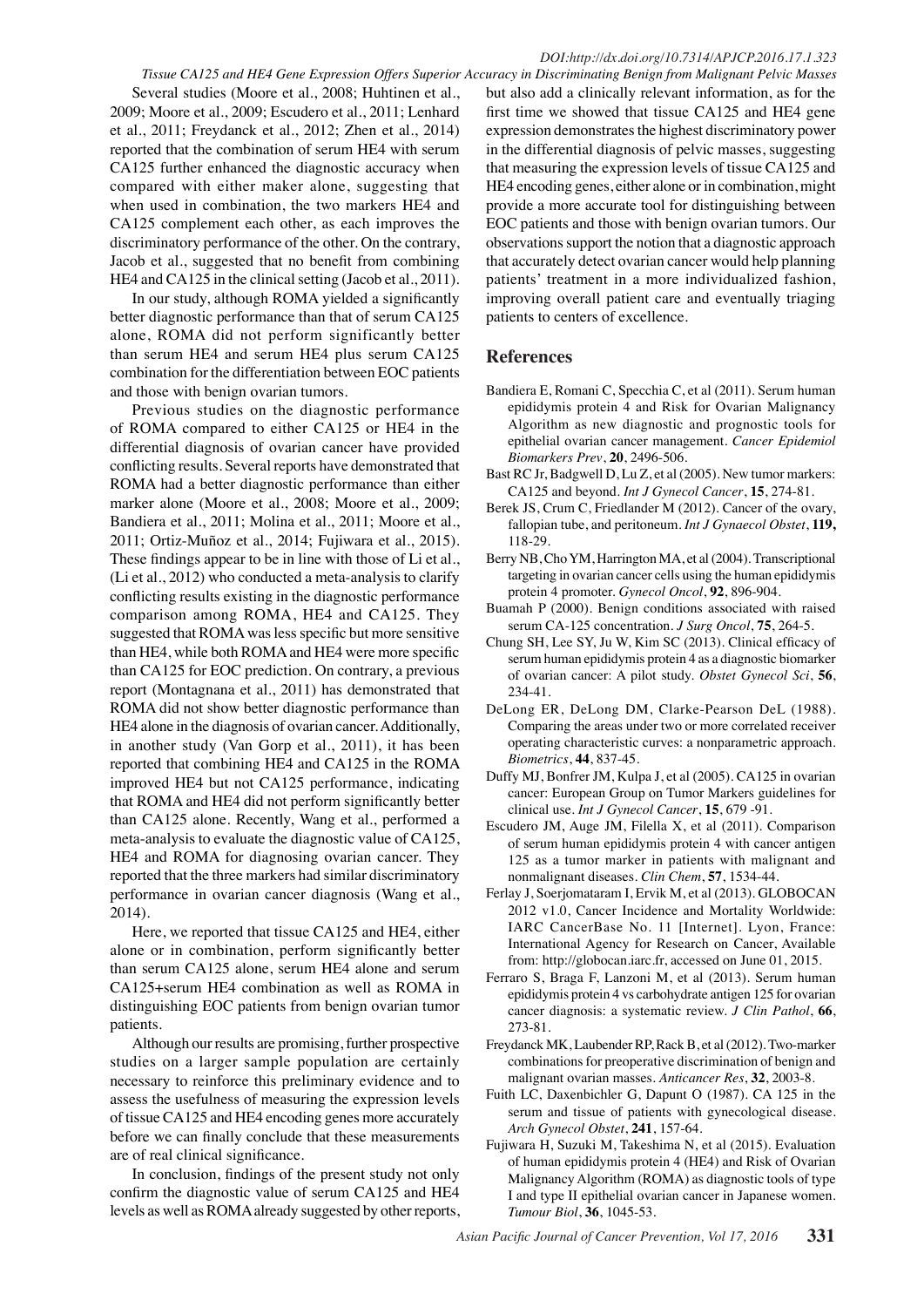Several studies (Moore et al., 2008; Huhtinen et al., 2009; Moore et al., 2009; Escudero et al., 2011; Lenhard et al., 2011; Freydanck et al., 2012; Zhen et al., 2014) reported that the combination of serum HE4 with serum CA125 further enhanced the diagnostic accuracy when compared with either maker alone, suggesting that when used in combination, the two markers HE4 and CA125 complement each other, as each improves the discriminatory performance of the other. On the contrary, Jacob et al., suggested that no benefit from combining HE4 and CA125 in the clinical setting (Jacob et al., 2011).

In our study, although ROMA yielded a significantly better diagnostic performance than that of serum CA125 alone, ROMA did not perform significantly better than serum HE4 and serum HE4 plus serum CA125 combination for the differentiation between EOC patients and those with benign ovarian tumors.

Previous studies on the diagnostic performance of ROMA compared to either CA125 or HE4 in the differential diagnosis of ovarian cancer have provided conflicting results. Several reports have demonstrated that ROMA had a better diagnostic performance than either marker alone (Moore et al., 2008; Moore et al., 2009; Bandiera et al., 2011; Molina et al., 2011; Moore et al., 2011; Ortiz-Muñoz et al., 2014; Fujiwara et al., 2015). These findings appear to be in line with those of Li et al., (Li et al., 2012) who conducted a meta-analysis to clarify conflicting results existing in the diagnostic performance comparison among ROMA, HE4 and CA125. They suggested that ROMA was less specific but more sensitive than HE4, while both ROMA and HE4 were more specific than CA125 for EOC prediction. On contrary, a previous report (Montagnana et al., 2011) has demonstrated that ROMA did not show better diagnostic performance than HE4 alone in the diagnosis of ovarian cancer. Additionally, in another study (Van Gorp et al., 2011), it has been reported that combining HE4 and CA125 in the ROMA improved HE4 but not CA125 performance, indicating that ROMA and HE4 did not perform significantly better than CA125 alone. Recently, Wang et al., performed a meta-analysis to evaluate the diagnostic value of CA125, HE4 and ROMA for diagnosing ovarian cancer. They reported that the three markers had similar discriminatory performance in ovarian cancer diagnosis (Wang et al., 2014).

Here, we reported that tissue CA125 and HE4, either alone or in combination, perform significantly better than serum CA125 alone, serum HE4 alone and serum CA125+serum HE4 combination as well as ROMA in distinguishing EOC patients from benign ovarian tumor patients.

Although our results are promising, further prospective studies on a larger sample population are certainly necessary to reinforce this preliminary evidence and to assess the usefulness of measuring the expression levels of tissue CA125 and HE4 encoding genes more accurately before we can finally conclude that these measurements are of real clinical significance.

In conclusion, findings of the present study not only confirm the diagnostic value of serum CA125 and HE4 levels as well as ROMA already suggested by other reports, but also add a clinically relevant information, as for the first time we showed that tissue CA125 and HE4 gene expression demonstrates the highest discriminatory power in the differential diagnosis of pelvic masses, suggesting that measuring the expression levels of tissue CA125 and HE4 encoding genes, either alone or in combination, might provide a more accurate tool for distinguishing between EOC patients and those with benign ovarian tumors. Our observations support the notion that a diagnostic approach that accurately detect ovarian cancer would help planning patients' treatment in a more individualized fashion, improving overall patient care and eventually triaging patients to centers of excellence.

## References

Bandiera E, Romani C, Specchia C, et al (2011). Serum human epididymis protein 4 and Risk for Ovarian Malignancy Algorithm as new diagnostic and prognostic tools for epithelial ovarian cancer management. *Cancer Epidemiol Biomarkers Prev*, **20**, 2496-506.

Bast RC Jr, Badgwell D, Lu Z, et al (2005). New tumor markers: CA125 and beyond. *Int J Gynecol Cancer*, **15**, 274-81.

Berek JS, Crum C, Friedlander M (2012). Cancer of the ovary, fallopian tube, and peritoneum. *Int J Gynaecol Obstet*, **119,** 118-29.

Berry NB, Cho YM, Harrington MA, et al (2004). Transcriptional targeting in ovarian cancer cells using the human epididymis protein 4 promoter. *Gynecol Oncol*, **92**, 896-904.

Buamah P (2000). Benign conditions associated with raised serum CA-125 concentration. *J Surg Oncol*, **75**, 264-5.

Chung SH, Lee SY, Ju W, Kim SC (2013). Clinical efficacy of serum human epididymis protein 4 as a diagnostic biomarker of ovarian cancer: A pilot study. *Obstet Gynecol Sci*, **56**, 234-41.

DeLong ER, DeLong DM, Clarke-Pearson DeL (1988). Comparing the areas under two or more correlated receiver operating characteristic curves: a nonparametric approach. *Biometrics*, **44**, 837-45.

Duffy MJ, Bonfrer JM, Kulpa J, et al (2005). CA125 in ovarian cancer: European Group on Tumor Markers guidelines for clinical use. *Int J Gynecol Cancer*, **15**, 679 -91.

Escudero JM, Auge JM, Filella X, et al (2011). Comparison of serum human epididymis protein 4 with cancer antigen 125 as a tumor marker in patients with malignant and nonmalignant diseases. *Clin Chem*, **57**, 1534-44.

Ferlay J, Soerjomataram I, Ervik M, et al (2013). GLOBOCAN 2012 v1.0, Cancer Incidence and Mortality Worldwide: IARC CancerBase No. 11 [Internet]. Lyon, France: International Agency for Research on Cancer, Available from: http://globocan.iarc.fr, accessed on June 01, 2015.

Ferraro S, Braga F, Lanzoni M, et al (2013). Serum human epididymis protein 4 vs carbohydrate antigen 125 for ovarian cancer diagnosis: a systematic review. *J Clin Pathol*, **66**, 273-81.

Freydanck MK, Laubender RP, Rack B, et al (2012). Two-marker combinations for preoperative discrimination of benign and malignant ovarian masses. *Anticancer Res*, **32**, 2003-8.

Fuith LC, Daxenbichler G, Dapunt O (1987). CA 125 in the serum and tissue of patients with gynecological disease. *Arch Gynecol Obstet*, **241**, 157-64.

Fujiwara H, Suzuki M, Takeshima N, et al (2015). Evaluation of human epididymis protein 4 (HE4) and Risk of Ovarian Malignancy Algorithm (ROMA) as diagnostic tools of type I and type II epithelial ovarian cancer in Japanese women. *Tumour Biol*, **36**, 1045-53.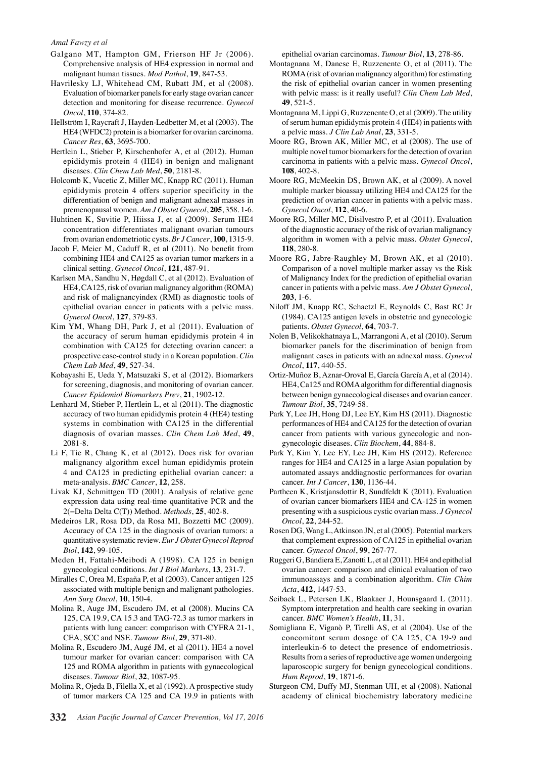Galgano MT, Hampton GM, Frierson HF Jr (2006). Comprehensive analysis of HE4 expression in normal and malignant human tissues. *Mod Pathol*, **19**, 847-53.

Havrilesky LJ, Whitehead CM, Rubatt JM, et al (2008). Evaluation of biomarker panels for early stage ovarian cancer detection and monitoring for disease recurrence. *Gynecol Oncol*, **110**, 374-82.

Hellström I, Raycraft J, Hayden-Ledbetter M, et al (2003). The HE4 (WFDC2) protein is a biomarker for ovarian carcinoma. *Cancer Res*, **63**, 3695-700.

Hertlein L, Stieber P, Kirschenhofer A, et al (2012). Human epididymis protein 4 (HE4) in benign and malignant diseases. *Clin Chem Lab Med*, **50**, 2181-8.

Holcomb K, Vucetic Z, Miller MC, Knapp RC (2011). Human epididymis protein 4 offers superior specificity in the differentiation of benign and malignant adnexal masses in premenopausal women. *Am J Obstet Gynecol*, **205**, 358. 1-6.

Huhtinen K, Suvitie P, Hiissa J, et al (2009). Serum HE4 concentration differentiates malignant ovarian tumours from ovarian endometriotic cysts. *Br J Cancer*, **100**, 1315-9.

Jacob F, Meier M, Caduff R, et al (2011). No benefit from combining HE4 and CA125 as ovarian tumor markers in a clinical setting. *Gynecol Oncol*, **121**, 487-91.

Karlsen MA, Sandhu N, Høgdall C, et al (2012). Evaluation of HE4, CA125, risk of ovarian malignancy algorithm (ROMA) and risk of malignancyindex (RMI) as diagnostic tools of epithelial ovarian cancer in patients with a pelvic mass. *Gynecol Oncol*, **127**, 379-83.

Kim YM, Whang DH, Park J, et al (2011). Evaluation of the accuracy of serum human epididymis protein 4 in combination with CA125 for detecting ovarian cancer: a prospective case-control study in a Korean population. *Clin Chem Lab Med*, **49**, 527-34.

Kobayashi E, Ueda Y, Matsuzaki S, et al (2012). Biomarkers for screening, diagnosis, and monitoring of ovarian cancer. *Cancer Epidemiol Biomarkers Prev*, **21**, 1902-12.

Lenhard M, Stieber P, Hertlein L, et al (2011). The diagnostic accuracy of two human epididymis protein 4 (HE4) testing systems in combination with CA125 in the differential diagnosis of ovarian masses. *Clin Chem Lab Med*, **49**, 2081-8.

Li F, Tie R, Chang K, et al (2012). Does risk for ovarian malignancy algorithm excel human epididymis protein 4 and CA125 in predicting epithelial ovarian cancer: a meta-analysis. *BMC Cancer*, **12**, 258.

Livak KJ, Schmittgen TD (2001). Analysis of relative gene expression data using real-time quantitative PCR and the 2(−Delta Delta C(T)) Method. *Methods*, **25**, 402-8.

Medeiros LR, Rosa DD, da Rosa MI, Bozzetti MC (2009). Accuracy of CA 125 in the diagnosis of ovarian tumors: a quantitative systematic review. *Eur J Obstet Gynecol Reprod Biol*, **142**, 99-105.

Meden H, Fattahi-Meibodi A (1998). CA 125 in benign gynecological conditions. *Int J Biol Markers*, **13**, 231-7.

Miralles C, Orea M, España P, et al (2003). Cancer antigen 125 associated with multiple benign and malignant pathologies. *Ann Surg Oncol*, **10**, 150-4.

Molina R, Auge JM, Escudero JM, et al (2008). Mucins CA 125, CA 19.9, CA 15.3 and TAG-72.3 as tumor markers in patients with lung cancer: comparison with CYFRA 21-1, CEA, SCC and NSE. *Tumour Biol*, **29**, 371-80.

Molina R, Escudero JM, Augé JM, et al (2011). HE4 a novel tumour marker for ovarian cancer: comparison with CA 125 and ROMA algorithm in patients with gynaecological diseases. *Tumour Biol*, **32**, 1087-95.

Molina R, Ojeda B, Filella X, et al (1992). A prospective study of tumor markers CA 125 and CA 19.9 in patients with epithelial ovarian carcinomas. *Tumour Biol*, **13**, 278-86.

Montagnana M, Danese E, Ruzzenente O, et al (2011). The ROMA (risk of ovarian malignancy algorithm) for estimating the risk of epithelial ovarian cancer in women presenting with pelvic mass: is it really useful? *Clin Chem Lab Med*, **49**, 521-5.

Montagnana M, Lippi G, Ruzzenente O, et al (2009). The utility of serum human epididymis protein 4 (HE4) in patients with a pelvic mass. *J Clin Lab Anal*, **23**, 331-5.

Moore RG, Brown AK, Miller MC, et al (2008). The use of multiple novel tumor biomarkers for the detection of ovarian carcinoma in patients with a pelvic mass. *Gynecol Oncol*, **108**, 402-8.

Moore RG, McMeekin DS, Brown AK, et al (2009). A novel multiple marker bioassay utilizing HE4 and CA125 for the prediction of ovarian cancer in patients with a pelvic mass. *Gynecol Oncol*, **112**, 40-6.

Moore RG, Miller MC, Disilvestro P, et al (2011). Evaluation of the diagnostic accuracy of the risk of ovarian malignancy algorithm in women with a pelvic mass. *Obstet Gynecol*, **118**, 280-8.

Moore RG, Jabre-Raughley M, Brown AK, et al (2010). Comparison of a novel multiple marker assay vs the Risk of Malignancy Index for the prediction of epithelial ovarian cancer in patients with a pelvic mass. *Am J Obstet Gynecol*, **203**, 1-6.

Niloff JM, Knapp RC, Schaetzl E, Reynolds C, Bast RC Jr (1984). CA125 antigen levels in obstetric and gynecologic patients. *Obstet Gynecol*, **64**, 703-7.

Nolen B, Velikokhatnaya L, Marrangoni A, et al (2010). Serum biomarker panels for the discrimination of benign from malignant cases in patients with an adnexal mass. *Gynecol Oncol*, **117**, 440-55.

Ortiz-Muñoz B, Aznar-Oroval E, García García A, et al (2014). HE4, Ca125 and ROMA algorithm for differential diagnosis between benign gynaecological diseases and ovarian cancer. *Tumour Biol*, **35**, 7249-58.

Park Y, Lee JH, Hong DJ, Lee EY, Kim HS (2011). Diagnostic performances of HE4 and CA125 for the detection of ovarian cancer from patients with various gynecologic and non-gynecologic diseases. *Clin Biochem*, **44**, 884-8.

Park Y, Kim Y, Lee EY, Lee JH, Kim HS (2012). Reference ranges for HE4 and CA125 in a large Asian population by automated assays anddiagnostic performances for ovarian cancer. *Int J Cancer*, **130**, 1136-44.

Partheen K, Kristjansdottir B, Sundfeldt K (2011). Evaluation of ovarian cancer biomarkers HE4 and CA-125 in women presenting with a suspicious cystic ovarian mass. *J Gynecol Oncol*, **22**, 244-52.

Rosen DG, Wang L, Atkinson JN, et al (2005). Potential markers that complement expression of CA125 in epithelial ovarian cancer. *Gynecol Oncol*, **99**, 267-77.

Ruggeri G, Bandiera E, Zanotti L, et al (2011). HE4 and epithelial ovarian cancer: comparison and clinical evaluation of two immunoassays and a combination algorithm. *Clin Chim Acta*, **412**, 1447-53.

Seibaek L, Petersen LK, Blaakaer J, Hounsgaard L (2011). Symptom interpretation and health care seeking in ovarian cancer. *BMC Women's Health*, **11**, 31.

Somigliana E, Viganò P, Tirelli AS, et al (2004). Use of the concomitant serum dosage of CA 125, CA 19-9 and interleukin-6 to detect the presence of endometriosis. Results from a series of reproductive age women undergoing laparoscopic surgery for benign gynecological conditions. *Hum Reprod*, **19**, 1871-6.

Sturgeon CM, Duffy MJ, Stenman UH, et al (2008). National academy of clinical biochemistry laboratory medicine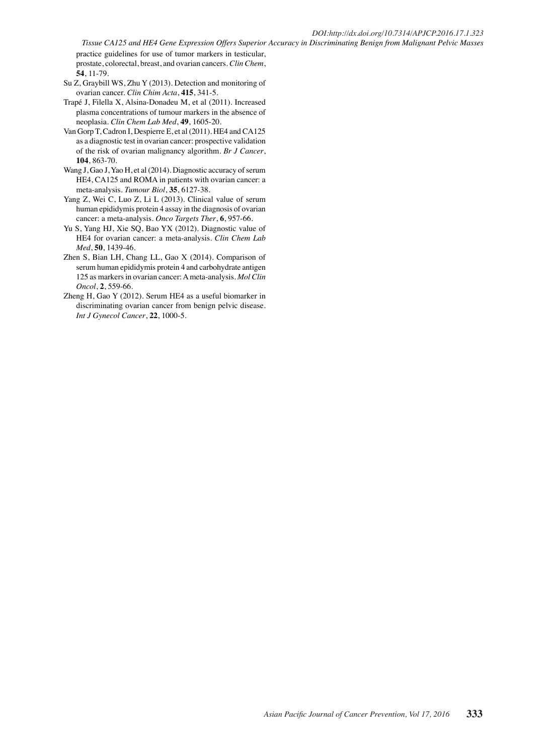practice guidelines for use of tumor markers in testicular, prostate, colorectal, breast, and ovarian cancers. *Clin Chem*, **54**, 11-79.

Su Z, Graybill WS, Zhu Y (2013). Detection and monitoring of ovarian cancer. *Clin Chim Acta*, **415**, 341-5.

Trapé J, Filella X, Alsina-Donadeu M, et al (2011). Increased plasma concentrations of tumour markers in the absence of neoplasia. *Clin Chem Lab Med*, **49**, 1605-20.

Van Gorp T, Cadron I, Despierre E, et al (2011). HE4 and CA125 as a diagnostic test in ovarian cancer: prospective validation of the risk of ovarian malignancy algorithm. *Br J Cancer*, **104**, 863-70.

Wang J, Gao J, Yao H, et al (2014). Diagnostic accuracy of serum HE4, CA125 and ROMA in patients with ovarian cancer: a meta-analysis. *Tumour Biol*, **35**, 6127-38.

Yang Z, Wei C, Luo Z, Li L (2013). Clinical value of serum human epididymis protein 4 assay in the diagnosis of ovarian cancer: a meta-analysis. *Onco Targets Ther*, **6**, 957-66.

Yu S, Yang HJ, Xie SQ, Bao YX (2012). Diagnostic value of HE4 for ovarian cancer: a meta-analysis. *Clin Chem Lab Med*, **50**, 1439-46.

Zhen S, Bian LH, Chang LL, Gao X (2014). Comparison of serum human epididymis protein 4 and carbohydrate antigen 125 as markers in ovarian cancer: A meta-analysis. *Mol Clin Oncol*, **2**, 559-66.

Zheng H, Gao Y (2012). Serum HE4 as a useful biomarker in discriminating ovarian cancer from benign pelvic disease. *Int J Gynecol Cancer*, **22**, 1000-5.